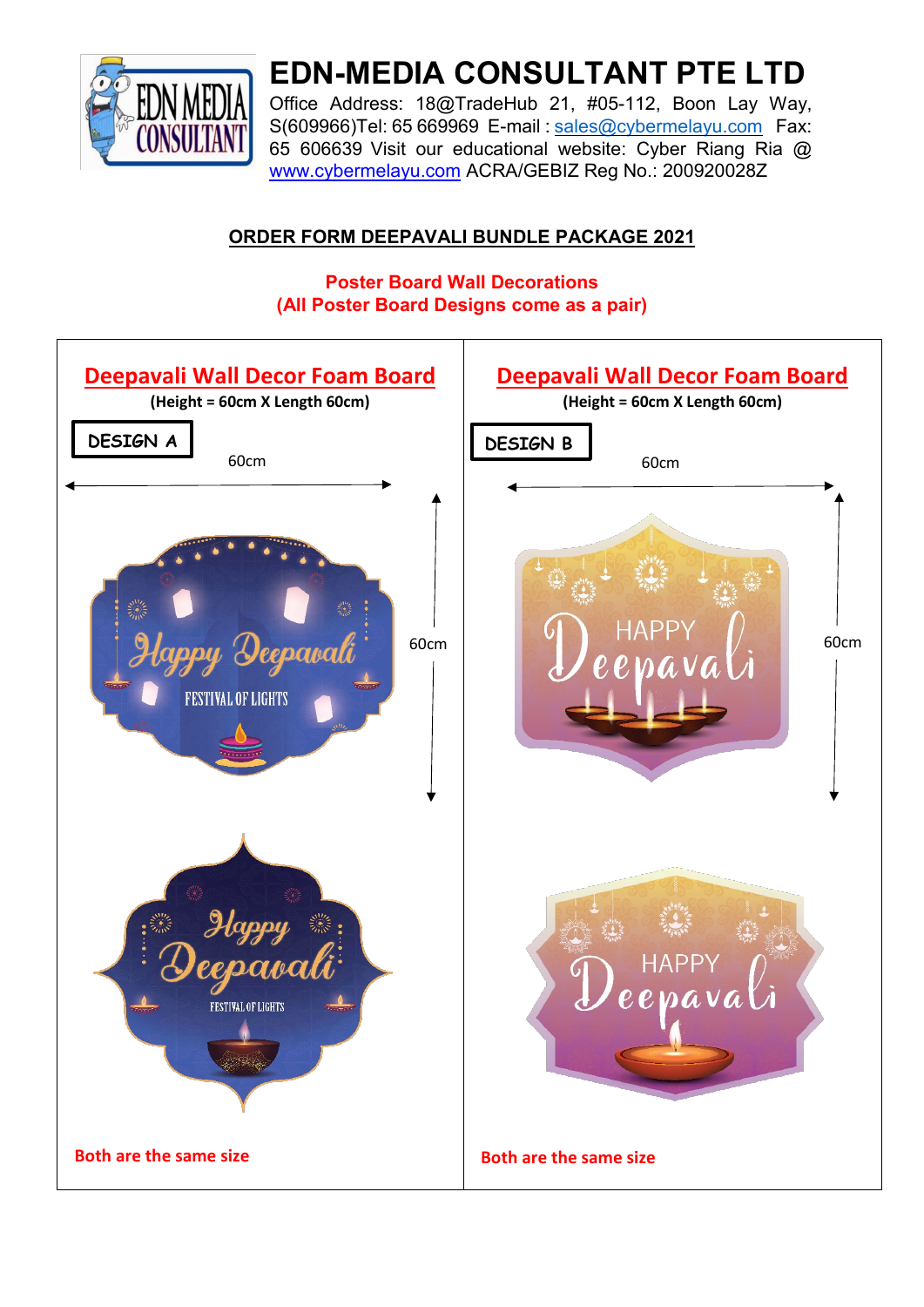# EDN-MEDIA CONSULTANT PTE LTD

Office Address: 18@TradeHub 21, #05-112, Boon Lay Way, S(609966)Tel: 65 669969 E-mail : sales@cybermelayu.com Fax: 65 606639 Visit our educational website: Cyber Riang Ria @ www.cybermelayu.com ACRA/GEBIZ Reg No.: 200920028Z

## ORDER FORM DEEPAVALI BUNDLE PACKAGE 2021

**Poster Board Wall Decorations**
**(All Poster Board Designs come as a pair)**

| Deepavali Wall Decor Foam Board | Deepavali Wall Decor Foam Board |
| --- | --- |
| **(Height = 60cm X Length 60cm)** | **(Height = 60cm X Length 60cm)** |
| **DESIGN A** | **DESIGN B** |
| 60cm / 60cm | 60cm / 60cm |
| Happy Deepavali<br>FESTIVAL OF LIGHTS | HAPPY<br>Deepavali |
| Happy Deepavali<br>FESTIVAL OF LIGHTS | HAPPY<br>Deepavali |
| **Both are the same size** | **Both are the same size** |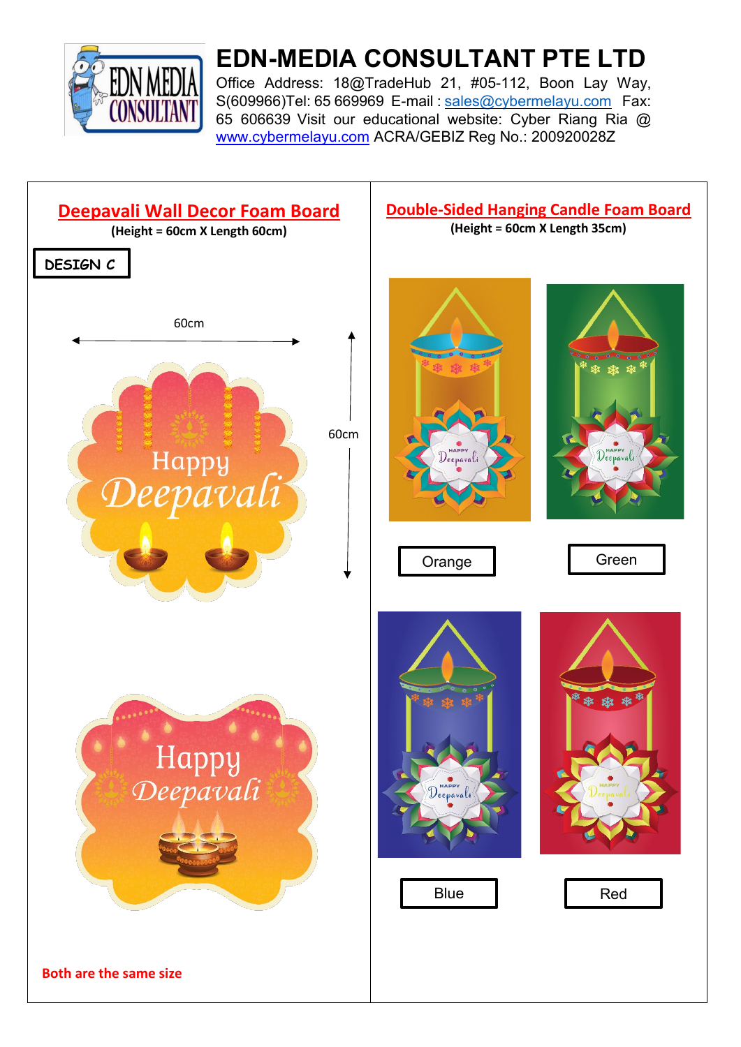# EDN-MEDIA CONSULTANT PTE LTD

Office Address: 18@TradeHub 21, #05-112, Boon Lay Way, S(609966)Tel: 65 669969 E-mail : sales@cybermelayu.com Fax: 65 606639 Visit our educational website: Cyber Riang Ria @ www.cybermelayu.com ACRA/GEBIZ Reg No.: 200920028Z

## Deepavali Wall Decor Foam Board

**(Height = 60cm X Length 60cm)**

**DESIGN C**

60cm

60cm

**Both are the same size**

## Double-Sided Hanging Candle Foam Board

**(Height = 60cm X Length 35cm)**

Orange

Green

Blue

Red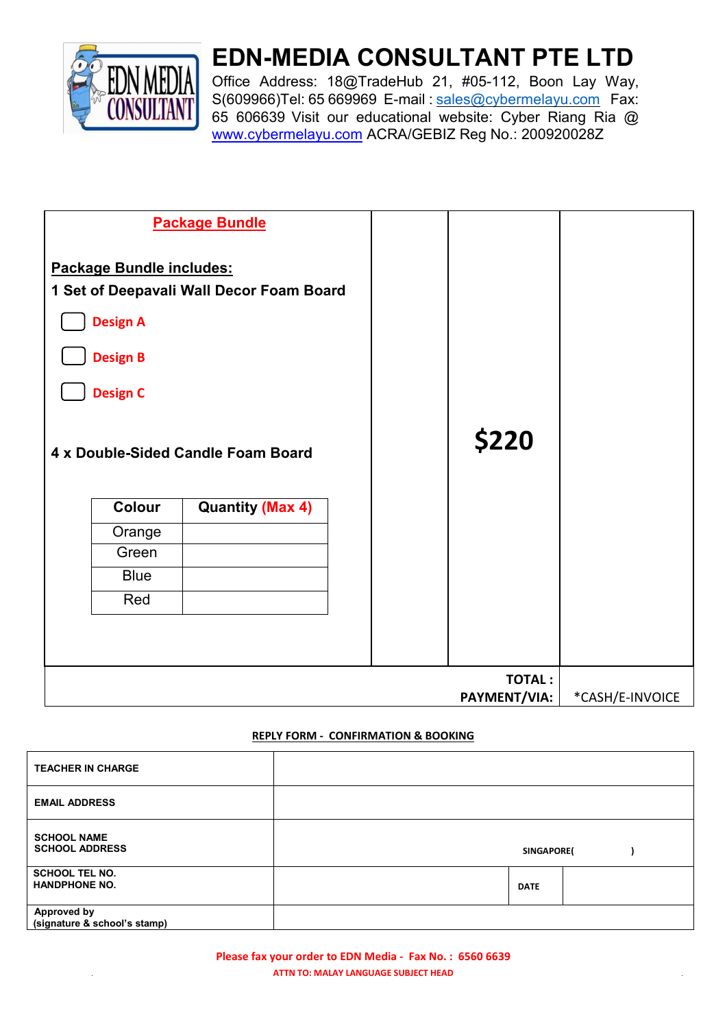# EDN-MEDIA CONSULTANT PTE LTD

Office Address: 18@TradeHub 21, #05-112, Boon Lay Way, S(609966)Tel: 65 669969 E-mail : sales@cybermelayu.com Fax: 65 606639 Visit our educational website: Cyber Riang Ria @ www.cybermelayu.com ACRA/GEBIZ Reg No.: 200920028Z

| | | | |
|---|---|---|---|
| **Package Bundle**<br><br>**Package Bundle includes:**<br>**1 Set of Deepavali Wall Decor Foam Board**<br>☐ **Design A**<br>☐ **Design B**<br>☐ **Design C**<br><br>**4 x Double-Sided Candle Foam Board** | | **$220** | |
| | | **TOTAL :**<br>**PAYMENT/VIA:** | *CASH/E-INVOICE |

| Colour | Quantity (Max 4) |
|---|---|
| Orange | |
| Green | |
| Blue | |
| Red | |

**REPLY FORM - CONFIRMATION & BOOKING**

| | | | |
|---|---|---|---|
| **TEACHER IN CHARGE** | | | |
| **EMAIL ADDRESS** | | | |
| **SCHOOL NAME**<br>**SCHOOL ADDRESS** | **SINGAPORE( )** | | |
| **SCHOOL TEL NO.**<br>**HANDPHONE NO.** | | **DATE** | |
| **Approved by**<br>**(signature & school's stamp)** | | | |

**Please fax your order to EDN Media - Fax No. : 6560 6639**

**ATTN TO: MALAY LANGUAGE SUBJECT HEAD**